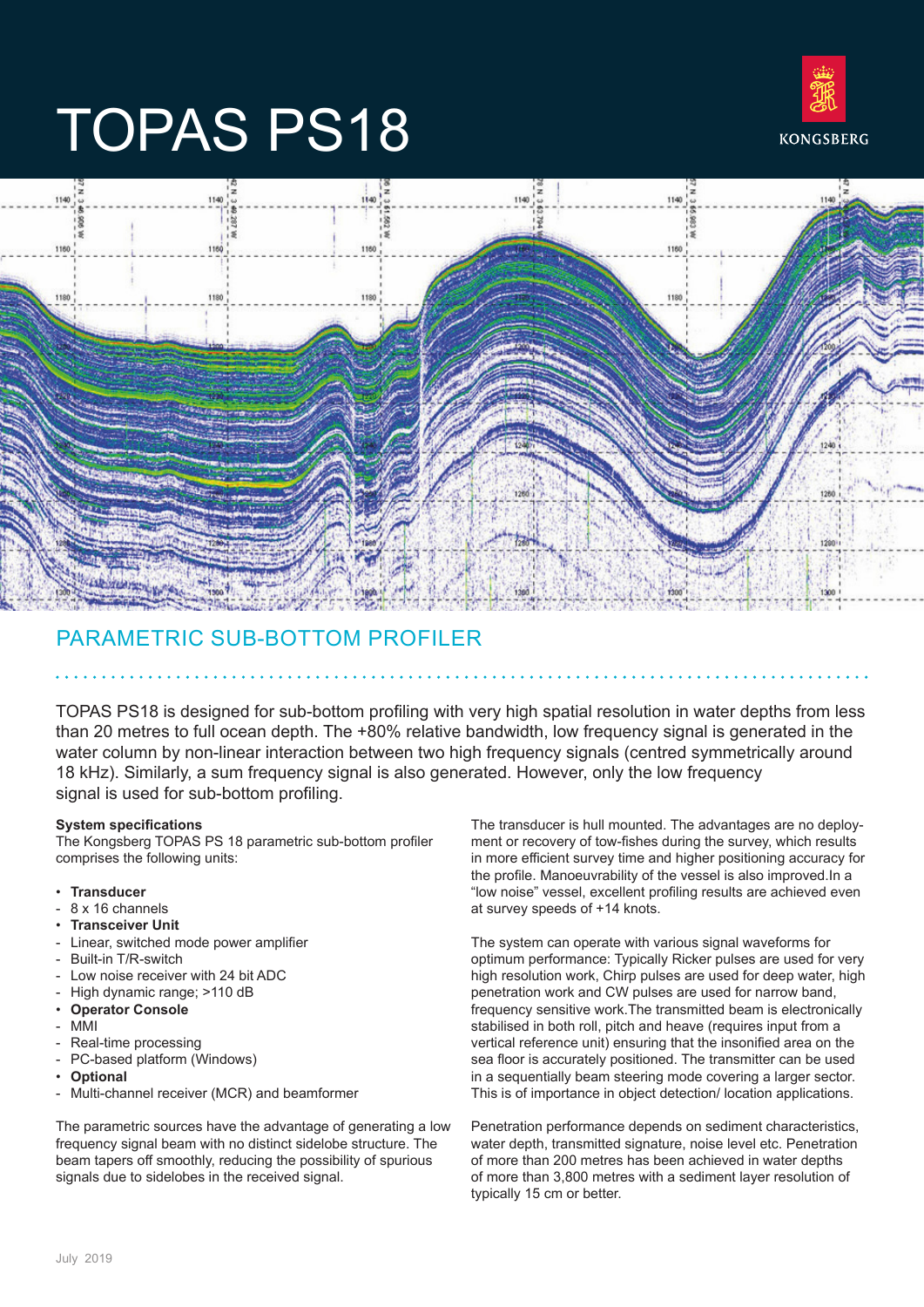# TOPAS PS18

KONGSBERG

## PARAMETRIC SUB-BOTTOM PROFILER

TOPAS PS18 is designed for sub-bottom profiling with very high spatial resolution in water depths from less than 20 metres to full ocean depth. The +80% relative bandwidth, low frequency signal is generated in the water column by non-linear interaction between two high frequency signals (centred symmetrically around 18 kHz). Similarly, a sum frequency signal is also generated. However, only the low frequency signal is used for sub-bottom profiling.

**System specifications**
The Kongsberg TOPAS PS 18 parametric sub-bottom profiler comprises the following units:

- **Transducer**
  - 8 x 16 channels
- **Transceiver Unit**
  - Linear, switched mode power amplifier
  - Built-in T/R-switch
  - Low noise receiver with 24 bit ADC
  - High dynamic range; >110 dB
- **Operator Console**
  - MMI
  - Real-time processing
  - PC-based platform (Windows)
- **Optional**
  - Multi-channel receiver (MCR) and beamformer

The parametric sources have the advantage of generating a low frequency signal beam with no distinct sidelobe structure. The beam tapers off smoothly, reducing the possibility of spurious signals due to sidelobes in the received signal.

The transducer is hull mounted. The advantages are no deployment or recovery of tow-fishes during the survey, which results in more efficient survey time and higher positioning accuracy for the profile. Manoeuvrability of the vessel is also improved.In a "low noise" vessel, excellent profiling results are achieved even at survey speeds of +14 knots.

The system can operate with various signal waveforms for optimum performance: Typically Ricker pulses are used for very high resolution work, Chirp pulses are used for deep water, high penetration work and CW pulses are used for narrow band, frequency sensitive work.The transmitted beam is electronically stabilised in both roll, pitch and heave (requires input from a vertical reference unit) ensuring that the insonified area on the sea floor is accurately positioned. The transmitter can be used in a sequentially beam steering mode covering a larger sector. This is of importance in object detection/ location applications.

Penetration performance depends on sediment characteristics, water depth, transmitted signature, noise level etc. Penetration of more than 200 metres has been achieved in water depths of more than 3,800 metres with a sediment layer resolution of typically 15 cm or better.

July 2019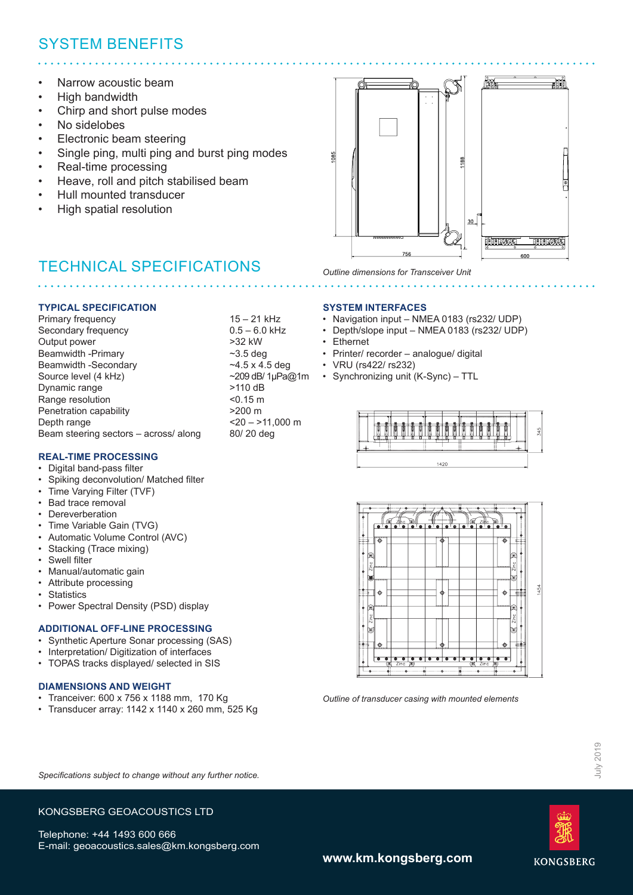## SYSTEM BENEFITS

- Narrow acoustic beam
- High bandwidth
- Chirp and short pulse modes
- No sidelobes
- Electronic beam steering
- Single ping, multi ping and burst ping modes
- Real-time processing
- Heave, roll and pitch stabilised beam
- Hull mounted transducer
- High spatial resolution

1085
1188
30
756
600

*Outline dimensions for Transceiver Unit*

## TECHNICAL SPECIFICATIONS

### TYPICAL SPECIFICATION

| | |
|---|---|
| Primary frequency | 15 – 21 kHz |
| Secondary frequency | 0.5 – 6.0 kHz |
| Output power | >32 kW |
| Beamwidth -Primary | ~3.5 deg |
| Beamwidth -Secondary | ~4.5 x 4.5 deg |
| Source level (4 kHz) | ~209 dB/ 1μPa@1m |
| Dynamic range | >110 dB |
| Range resolution | <0.15 m |
| Penetration capability | >200 m |
| Depth range | <20 – >11,000 m |
| Beam steering sectors – across/ along | 80/ 20 deg |

### REAL-TIME PROCESSING

- Digital band-pass filter
- Spiking deconvolution/ Matched filter
- Time Varying Filter (TVF)
- Bad trace removal
- Dereverberation
- Time Variable Gain (TVG)
- Automatic Volume Control (AVC)
- Stacking (Trace mixing)
- Swell filter
- Manual/automatic gain
- Attribute processing
- Statistics
- Power Spectral Density (PSD) display

### ADDITIONAL OFF-LINE PROCESSING

- Synthetic Aperture Sonar processing (SAS)
- Interpretation/ Digitization of interfaces
- TOPAS tracks displayed/ selected in SIS

### DIAMENSIONS AND WEIGHT

- Tranceiver: 600 x 756 x 1188 mm, 170 Kg
- Transducer array: 1142 x 1140 x 260 mm, 525 Kg

### SYSTEM INTERFACES

- Navigation input – NMEA 0183 (rs232/ UDP)
- Depth/slope input – NMEA 0183 (rs232/ UDP)
- Ethernet
- Printer/ recorder – analogue/ digital
- VRU (rs422/ rs232)
- Synchronizing unit (K-Sync) – TTL

345
1420
1454

*Outline of transducer casing with mounted elements*

*Specifications subject to change without any further notice.*

July 2019

KONGSBERG GEOACOUSTICS LTD

Telephone: +44 1493 600 666
E-mail: geoacoustics.sales@km.kongsberg.com

**www.km.kongsberg.com**

KONGSBERG